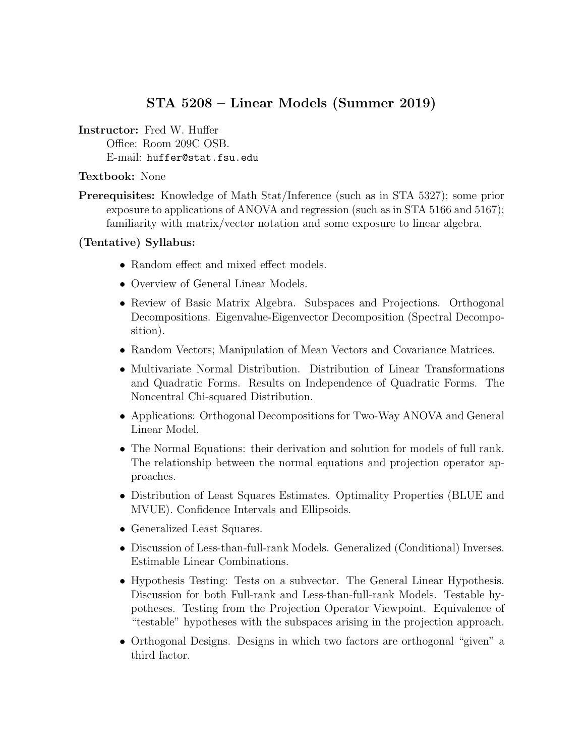# STA 5208 – Linear Models (Summer 2019)

**Instructor:** Fred W. Huffer
Office: Room 209C OSB.
E-mail: huffer@stat.fsu.edu

**Textbook:** None

**Prerequisites:** Knowledge of Math Stat/Inference (such as in STA 5327); some prior exposure to applications of ANOVA and regression (such as in STA 5166 and 5167); familiarity with matrix/vector notation and some exposure to linear algebra.

**(Tentative) Syllabus:**

- Random effect and mixed effect models.
- Overview of General Linear Models.
- Review of Basic Matrix Algebra. Subspaces and Projections. Orthogonal Decompositions. Eigenvalue-Eigenvector Decomposition (Spectral Decomposition).
- Random Vectors; Manipulation of Mean Vectors and Covariance Matrices.
- Multivariate Normal Distribution. Distribution of Linear Transformations and Quadratic Forms. Results on Independence of Quadratic Forms. The Noncentral Chi-squared Distribution.
- Applications: Orthogonal Decompositions for Two-Way ANOVA and General Linear Model.
- The Normal Equations: their derivation and solution for models of full rank. The relationship between the normal equations and projection operator approaches.
- Distribution of Least Squares Estimates. Optimality Properties (BLUE and MVUE). Confidence Intervals and Ellipsoids.
- Generalized Least Squares.
- Discussion of Less-than-full-rank Models. Generalized (Conditional) Inverses. Estimable Linear Combinations.
- Hypothesis Testing: Tests on a subvector. The General Linear Hypothesis. Discussion for both Full-rank and Less-than-full-rank Models. Testable hypotheses. Testing from the Projection Operator Viewpoint. Equivalence of "testable" hypotheses with the subspaces arising in the projection approach.
- Orthogonal Designs. Designs in which two factors are orthogonal "given" a third factor.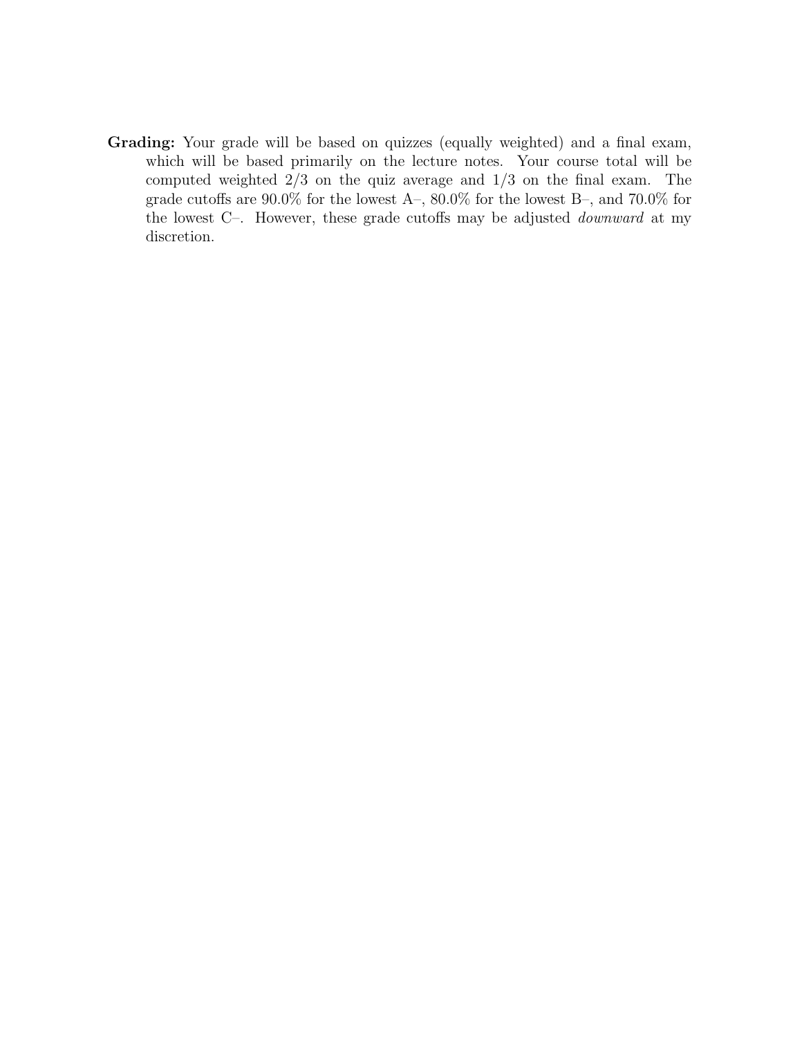**Grading:** Your grade will be based on quizzes (equally weighted) and a final exam, which will be based primarily on the lecture notes. Your course total will be computed weighted 2/3 on the quiz average and 1/3 on the final exam. The grade cutoffs are 90.0% for the lowest A–, 80.0% for the lowest B–, and 70.0% for the lowest C–. However, these grade cutoffs may be adjusted *downward* at my discretion.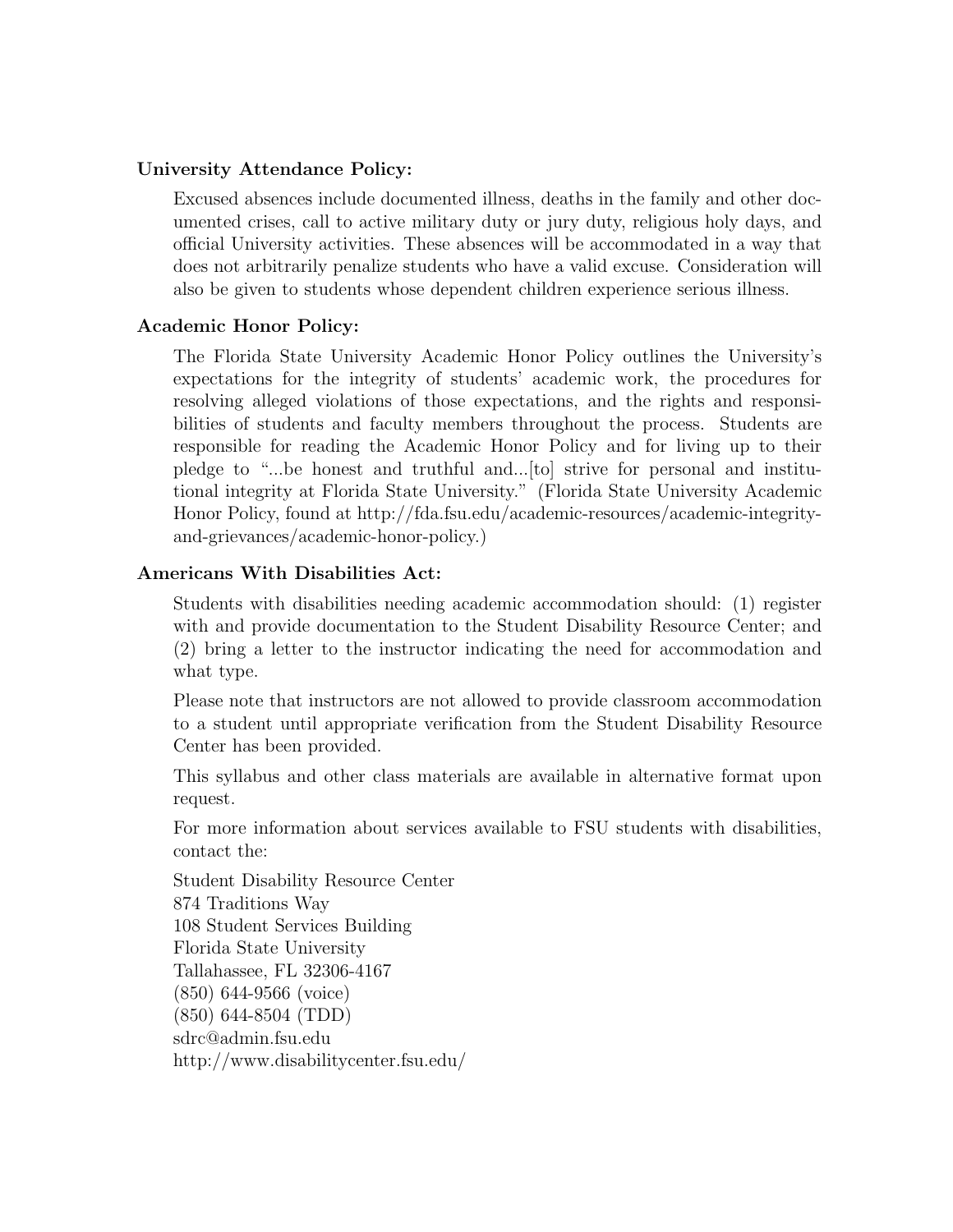**University Attendance Policy:**

Excused absences include documented illness, deaths in the family and other documented crises, call to active military duty or jury duty, religious holy days, and official University activities. These absences will be accommodated in a way that does not arbitrarily penalize students who have a valid excuse. Consideration will also be given to students whose dependent children experience serious illness.

**Academic Honor Policy:**

The Florida State University Academic Honor Policy outlines the University's expectations for the integrity of students' academic work, the procedures for resolving alleged violations of those expectations, and the rights and responsibilities of students and faculty members throughout the process. Students are responsible for reading the Academic Honor Policy and for living up to their pledge to "...be honest and truthful and...[to] strive for personal and institutional integrity at Florida State University." (Florida State University Academic Honor Policy, found at http://fda.fsu.edu/academic-resources/academic-integrity-and-grievances/academic-honor-policy.)

**Americans With Disabilities Act:**

Students with disabilities needing academic accommodation should: (1) register with and provide documentation to the Student Disability Resource Center; and (2) bring a letter to the instructor indicating the need for accommodation and what type.

Please note that instructors are not allowed to provide classroom accommodation to a student until appropriate verification from the Student Disability Resource Center has been provided.

This syllabus and other class materials are available in alternative format upon request.

For more information about services available to FSU students with disabilities, contact the:

Student Disability Resource Center  
874 Traditions Way  
108 Student Services Building  
Florida State University  
Tallahassee, FL 32306-4167  
(850) 644-9566 (voice)  
(850) 644-8504 (TDD)  
sdrc@admin.fsu.edu  
http://www.disabilitycenter.fsu.edu/